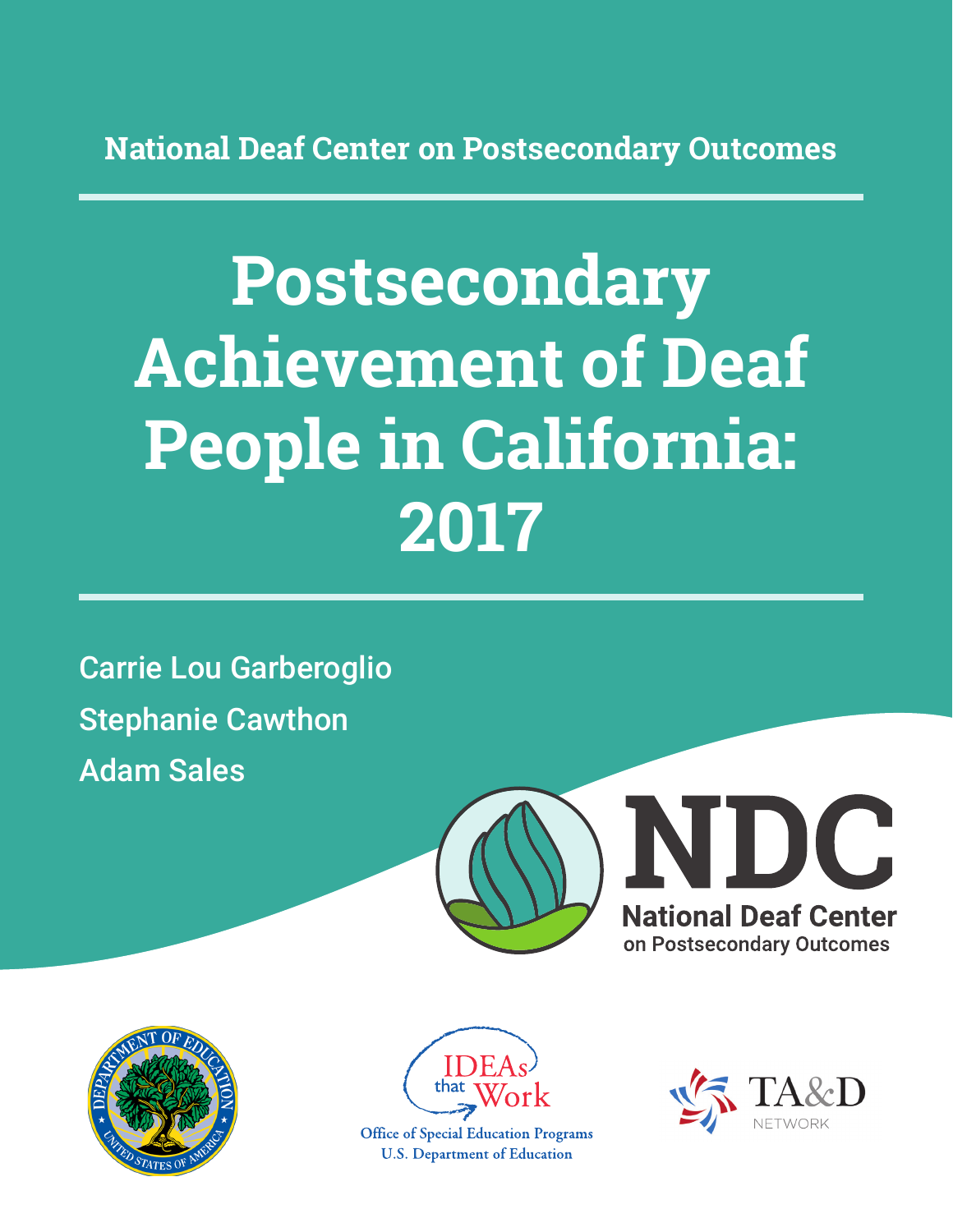National Deaf Center on Postsecondary Outcomes

# Postsecondary Achievement of Deaf People in California: 2017

Carrie Lou Garberoglio

Stephanie Cawthon

Adam Sales

NDC
National Deaf Center
on Postsecondary Outcomes

IDEAs that Work
Office of Special Education Programs
U.S. Department of Education

TA&D NETWORK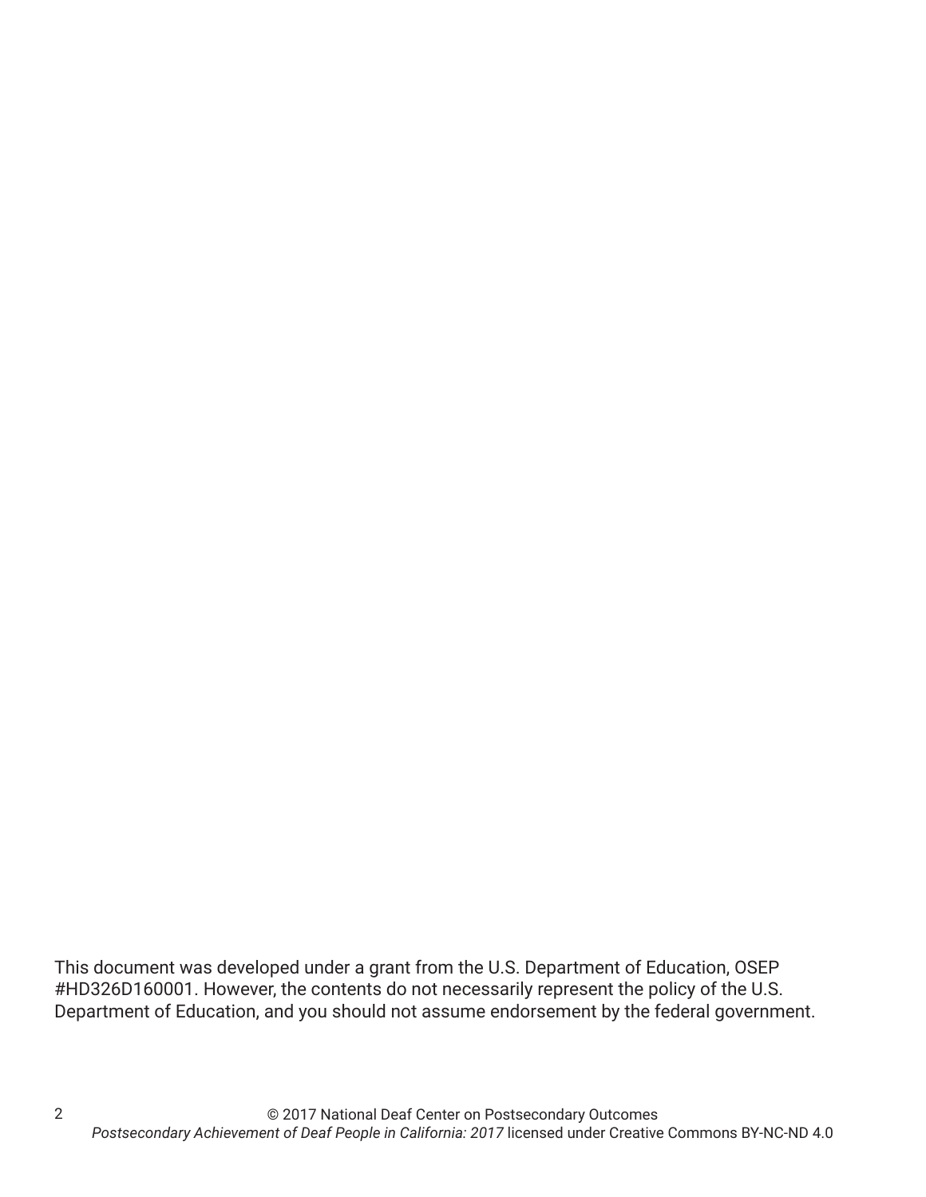This document was developed under a grant from the U.S. Department of Education, OSEP #HD326D160001. However, the contents do not necessarily represent the policy of the U.S. Department of Education, and you should not assume endorsement by the federal government.

© 2017 National Deaf Center on Postsecondary Outcomes
*Postsecondary Achievement of Deaf People in California: 2017* licensed under Creative Commons BY-NC-ND 4.0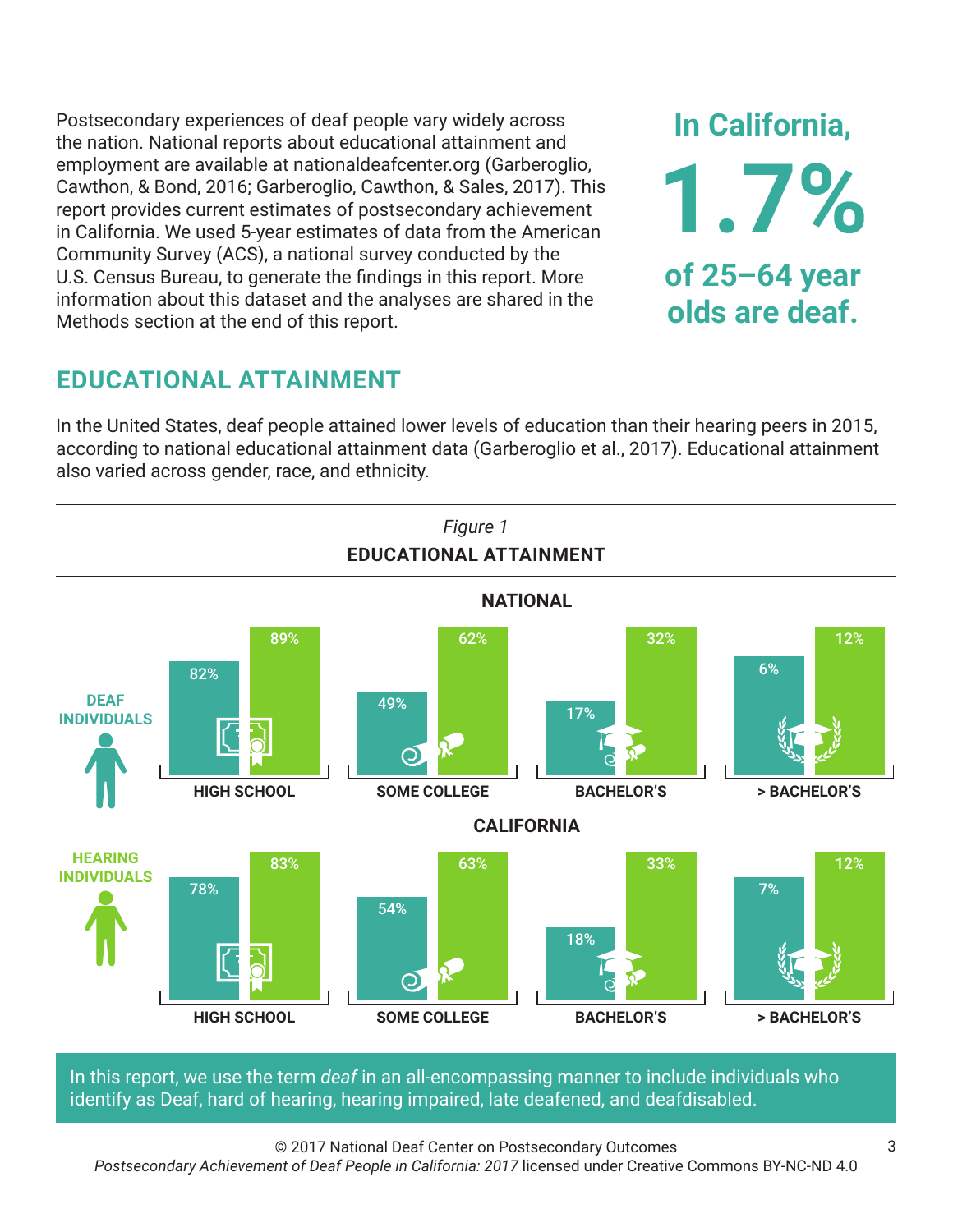Postsecondary experiences of deaf people vary widely across the nation. National reports about educational attainment and employment are available at nationaldeafcenter.org (Garberoglio, Cawthon, & Bond, 2016; Garberoglio, Cawthon, & Sales, 2017). This report provides current estimates of postsecondary achievement in California. We used 5-year estimates of data from the American Community Survey (ACS), a national survey conducted by the U.S. Census Bureau, to generate the findings in this report. More information about this dataset and the analyses are shared in the Methods section at the end of this report.

**In California, 1.7% of 25–64 year olds are deaf.**

## EDUCATIONAL ATTAINMENT

In the United States, deaf people attained lower levels of education than their hearing peers in 2015, according to national educational attainment data (Garberoglio et al., 2017). Educational attainment also varied across gender, race, and ethnicity.

*Figure 1*

**EDUCATIONAL ATTAINMENT**

**NATIONAL**

| | HIGH SCHOOL | SOME COLLEGE | BACHELOR'S | > BACHELOR'S |
|---|---|---|---|---|
| DEAF INDIVIDUALS | 82% | 49% | 17% | 6% |
| HEARING INDIVIDUALS | 89% | 62% | 32% | 12% |

**CALIFORNIA**

| | HIGH SCHOOL | SOME COLLEGE | BACHELOR'S | > BACHELOR'S |
|---|---|---|---|---|
| DEAF INDIVIDUALS | 78% | 54% | 18% | 7% |
| HEARING INDIVIDUALS | 83% | 63% | 33% | 12% |

In this report, we use the term *deaf* in an all-encompassing manner to include individuals who identify as Deaf, hard of hearing, hearing impaired, late deafened, and deafdisabled.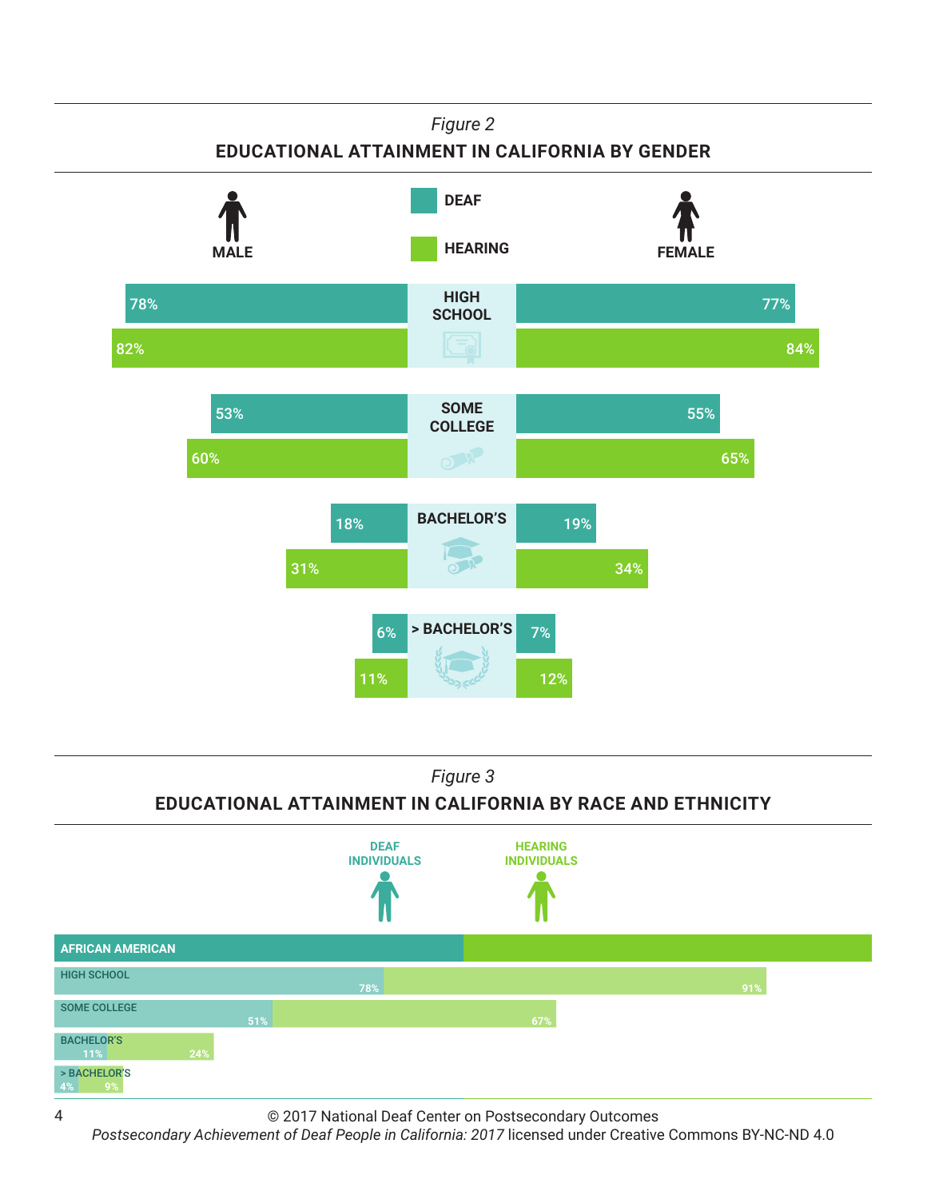*Figure 2*

**EDUCATIONAL ATTAINMENT IN CALIFORNIA BY GENDER**

| | Male – Deaf | Male – Hearing | Female – Deaf | Female – Hearing |
|---|---|---|---|---|
| HIGH SCHOOL | 78% | 82% | 77% | 84% |
| SOME COLLEGE | 53% | 60% | 55% | 65% |
| BACHELOR'S | 18% | 31% | 19% | 34% |
| > BACHELOR'S | 6% | 11% | 7% | 12% |

*Figure 3*

**EDUCATIONAL ATTAINMENT IN CALIFORNIA BY RACE AND ETHNICITY**

| AFRICAN AMERICAN | DEAF INDIVIDUALS | HEARING INDIVIDUALS |
|---|---|---|
| HIGH SCHOOL | 78% | 91% |
| SOME COLLEGE | 51% | 67% |
| BACHELOR'S | 11% | 24% |
| > BACHELOR'S | 4% | 9% |

© 2017 National Deaf Center on Postsecondary Outcomes
*Postsecondary Achievement of Deaf People in California: 2017* licensed under Creative Commons BY-NC-ND 4.0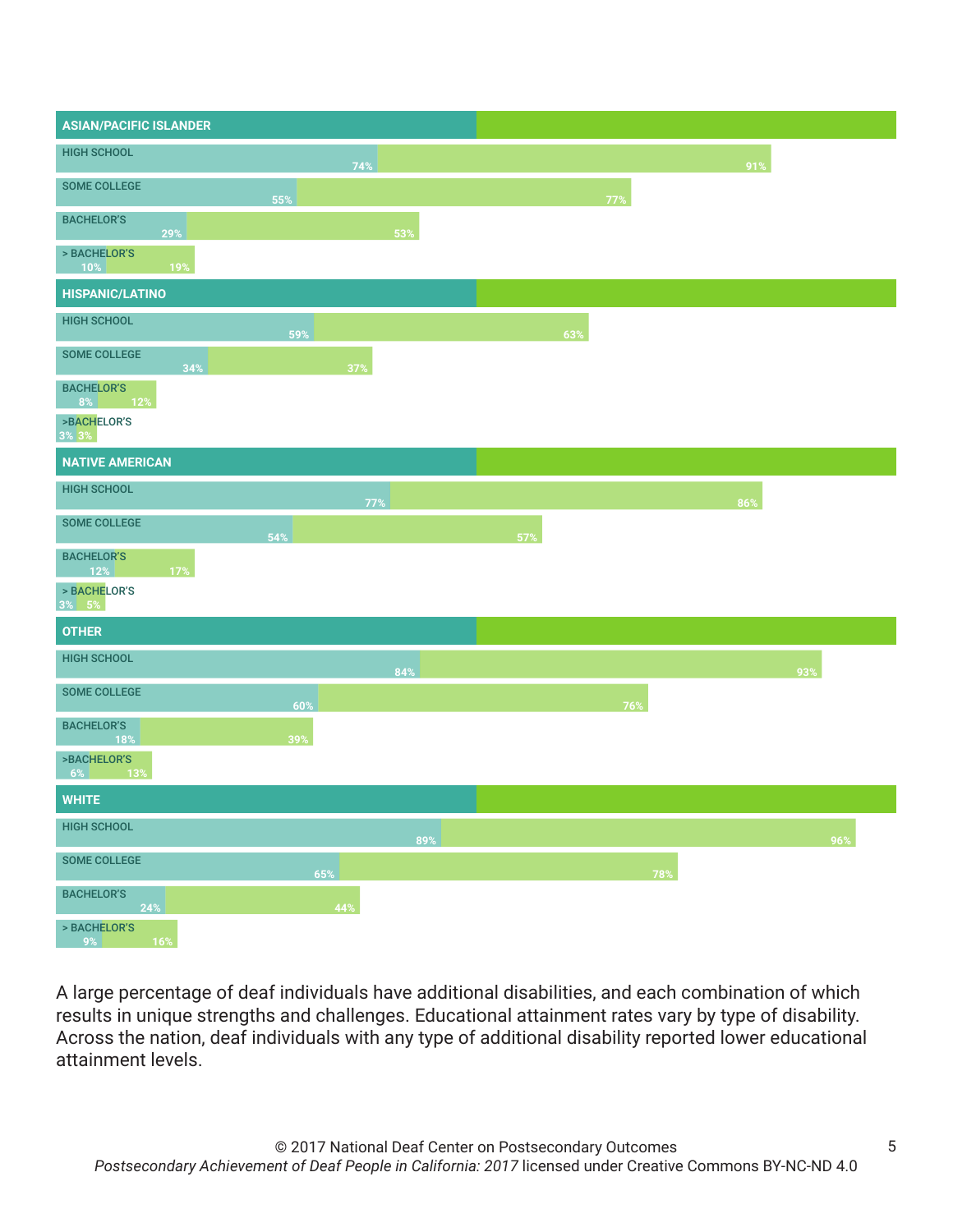**ASIAN/PACIFIC ISLANDER**

| | | |
|---|---|---|
| HIGH SCHOOL | 74% | 91% |
| SOME COLLEGE | 55% | 77% |
| BACHELOR'S | 29% | 53% |
| > BACHELOR'S | 10% | 19% |

**HISPANIC/LATINO**

| | | |
|---|---|---|
| HIGH SCHOOL | 59% | 63% |
| SOME COLLEGE | 34% | 37% |
| BACHELOR'S | 8% | 12% |
| >BACHELOR'S | 3% | 3% |

**NATIVE AMERICAN**

| | | |
|---|---|---|
| HIGH SCHOOL | 77% | 86% |
| SOME COLLEGE | 54% | 57% |
| BACHELOR'S | 12% | 17% |
| > BACHELOR'S | 3% | 5% |

**OTHER**

| | | |
|---|---|---|
| HIGH SCHOOL | 84% | 93% |
| SOME COLLEGE | 60% | 76% |
| BACHELOR'S | 18% | 39% |
| >BACHELOR'S | 6% | 13% |

**WHITE**

| | | |
|---|---|---|
| HIGH SCHOOL | 89% | 96% |
| SOME COLLEGE | 65% | 78% |
| BACHELOR'S | 24% | 44% |
| > BACHELOR'S | 9% | 16% |

A large percentage of deaf individuals have additional disabilities, and each combination of which results in unique strengths and challenges. Educational attainment rates vary by type of disability. Across the nation, deaf individuals with any type of additional disability reported lower educational attainment levels.

© 2017 National Deaf Center on Postsecondary Outcomes
*Postsecondary Achievement of Deaf People in California: 2017* licensed under Creative Commons BY-NC-ND 4.0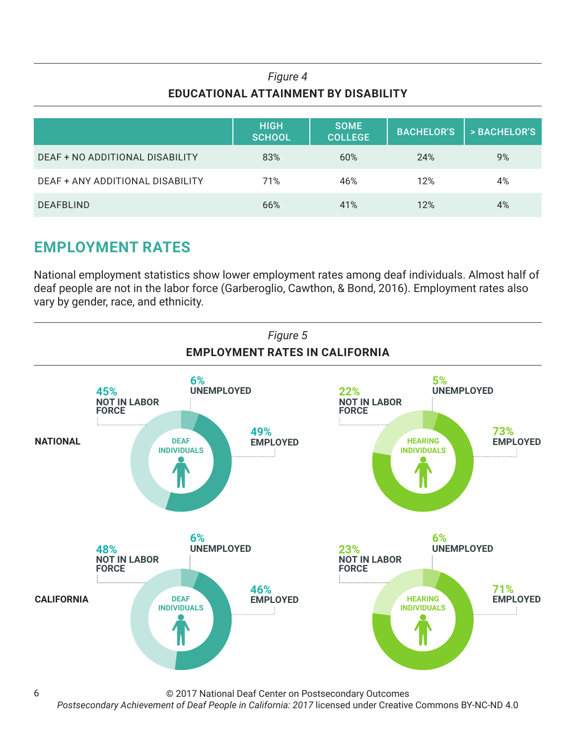*Figure 4*

**EDUCATIONAL ATTAINMENT BY DISABILITY**

| | HIGH SCHOOL | SOME COLLEGE | BACHELOR'S | > BACHELOR'S |
|---|---|---|---|---|
| DEAF + NO ADDITIONAL DISABILITY | 83% | 60% | 24% | 9% |
| DEAF + ANY ADDITIONAL DISABILITY | 71% | 46% | 12% | 4% |
| DEAFBLIND | 66% | 41% | 12% | 4% |

## EMPLOYMENT RATES

National employment statistics show lower employment rates among deaf individuals. Almost half of deaf people are not in the labor force (Garberoglio, Cawthon, & Bond, 2016). Employment rates also vary by gender, race, and ethnicity.

*Figure 5*

**EMPLOYMENT RATES IN CALIFORNIA**

| | | NOT IN LABOR FORCE | UNEMPLOYED | EMPLOYED |
|---|---|---|---|---|
| NATIONAL | DEAF INDIVIDUALS | 45% | 6% | 49% |
| NATIONAL | HEARING INDIVIDUALS | 22% | 5% | 73% |
| CALIFORNIA | DEAF INDIVIDUALS | 48% | 6% | 46% |
| CALIFORNIA | HEARING INDIVIDUALS | 23% | 6% | 71% |

© 2017 National Deaf Center on Postsecondary Outcomes
*Postsecondary Achievement of Deaf People in California: 2017* licensed under Creative Commons BY-NC-ND 4.0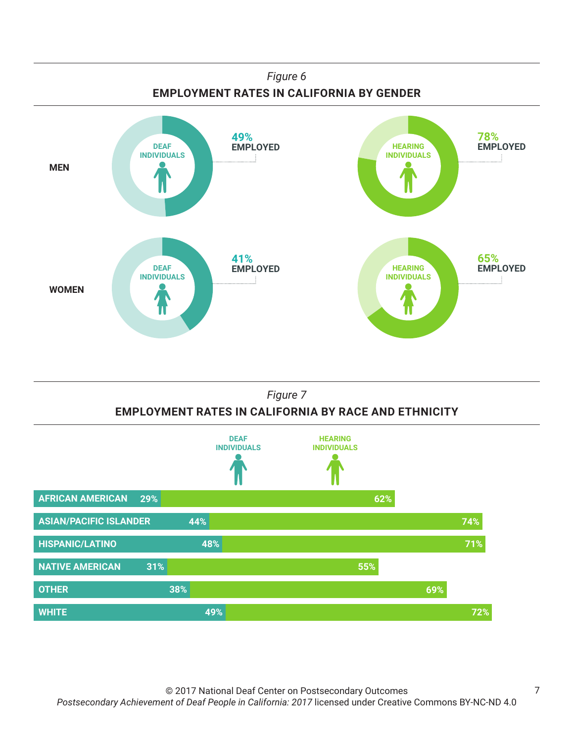*Figure 6*

**EMPLOYMENT RATES IN CALIFORNIA BY GENDER**

| | DEAF INDIVIDUALS | HEARING INDIVIDUALS |
|---|---|---|
| **MEN** | 49% EMPLOYED | 78% EMPLOYED |
| **WOMEN** | 41% EMPLOYED | 65% EMPLOYED |

*Figure 7*

**EMPLOYMENT RATES IN CALIFORNIA BY RACE AND ETHNICITY**

| | DEAF INDIVIDUALS | HEARING INDIVIDUALS |
|---|---|---|
| AFRICAN AMERICAN | 29% | 62% |
| ASIAN/PACIFIC ISLANDER | 44% | 74% |
| HISPANIC/LATINO | 48% | 71% |
| NATIVE AMERICAN | 31% | 55% |
| OTHER | 38% | 69% |
| WHITE | 49% | 72% |

© 2017 National Deaf Center on Postsecondary Outcomes
*Postsecondary Achievement of Deaf People in California: 2017* licensed under Creative Commons BY-NC-ND 4.0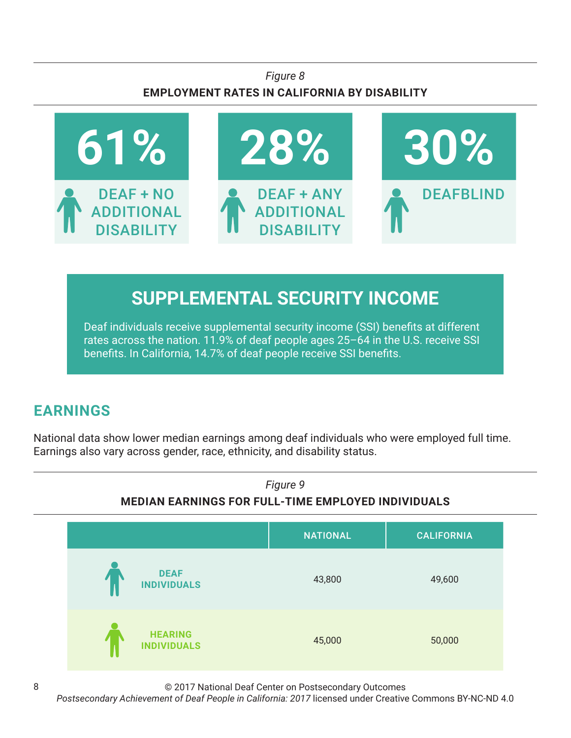*Figure 8*

**EMPLOYMENT RATES IN CALIFORNIA BY DISABILITY**

| 61% | 28% | 30% |
|---|---|---|
| DEAF + NO ADDITIONAL DISABILITY | DEAF + ANY ADDITIONAL DISABILITY | DEAFBLIND |

## SUPPLEMENTAL SECURITY INCOME

Deaf individuals receive supplemental security income (SSI) benefits at different rates across the nation. 11.9% of deaf people ages 25–64 in the U.S. receive SSI benefits. In California, 14.7% of deaf people receive SSI benefits.

## EARNINGS

National data show lower median earnings among deaf individuals who were employed full time. Earnings also vary across gender, race, ethnicity, and disability status.

*Figure 9*

**MEDIAN EARNINGS FOR FULL-TIME EMPLOYED INDIVIDUALS**

| | NATIONAL | CALIFORNIA |
|---|---|---|
| DEAF INDIVIDUALS | 43,800 | 49,600 |
| HEARING INDIVIDUALS | 45,000 | 50,000 |

© 2017 National Deaf Center on Postsecondary Outcomes
*Postsecondary Achievement of Deaf People in California: 2017* licensed under Creative Commons BY-NC-ND 4.0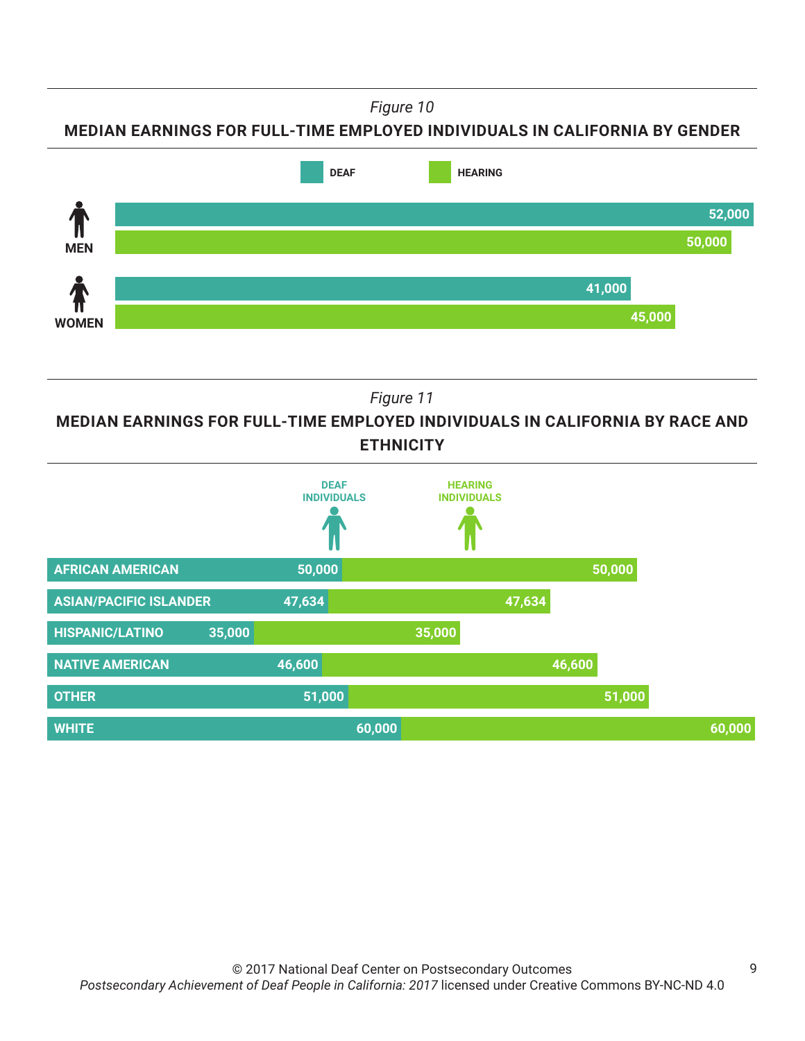*Figure 10*

**MEDIAN EARNINGS FOR FULL-TIME EMPLOYED INDIVIDUALS IN CALIFORNIA BY GENDER**

| | DEAF | HEARING |
|---|---|---|
| MEN | 52,000 | 50,000 |
| WOMEN | 41,000 | 45,000 |

*Figure 11*

**MEDIAN EARNINGS FOR FULL-TIME EMPLOYED INDIVIDUALS IN CALIFORNIA BY RACE AND ETHNICITY**

| | DEAF INDIVIDUALS | HEARING INDIVIDUALS |
|---|---|---|
| AFRICAN AMERICAN | 50,000 | 50,000 |
| ASIAN/PACIFIC ISLANDER | 47,634 | 47,634 |
| HISPANIC/LATINO | 35,000 | 35,000 |
| NATIVE AMERICAN | 46,600 | 46,600 |
| OTHER | 51,000 | 51,000 |
| WHITE | 60,000 | 60,000 |

© 2017 National Deaf Center on Postsecondary Outcomes
*Postsecondary Achievement of Deaf People in California: 2017* licensed under Creative Commons BY-NC-ND 4.0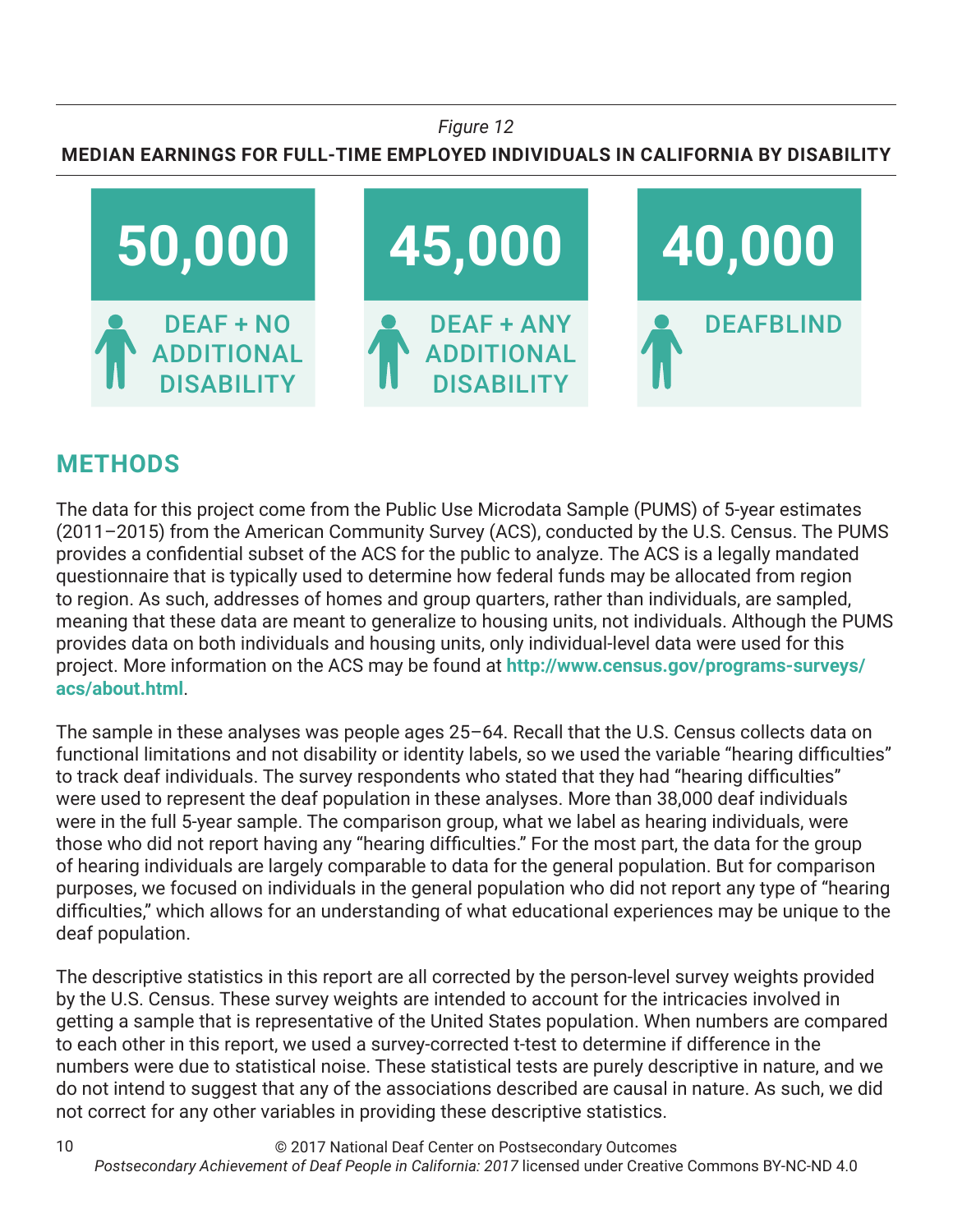*Figure 12*

**MEDIAN EARNINGS FOR FULL-TIME EMPLOYED INDIVIDUALS IN CALIFORNIA BY DISABILITY**

| 50,000 | 45,000 | 40,000 |
|---|---|---|
| DEAF + NO ADDITIONAL DISABILITY | DEAF + ANY ADDITIONAL DISABILITY | DEAFBLIND |

## METHODS

The data for this project come from the Public Use Microdata Sample (PUMS) of 5-year estimates (2011–2015) from the American Community Survey (ACS), conducted by the U.S. Census. The PUMS provides a confidential subset of the ACS for the public to analyze. The ACS is a legally mandated questionnaire that is typically used to determine how federal funds may be allocated from region to region. As such, addresses of homes and group quarters, rather than individuals, are sampled, meaning that these data are meant to generalize to housing units, not individuals. Although the PUMS provides data on both individuals and housing units, only individual-level data were used for this project. More information on the ACS may be found at **http://www.census.gov/programs-surveys/acs/about.html**.

The sample in these analyses was people ages 25–64. Recall that the U.S. Census collects data on functional limitations and not disability or identity labels, so we used the variable "hearing difficulties" to track deaf individuals. The survey respondents who stated that they had "hearing difficulties" were used to represent the deaf population in these analyses. More than 38,000 deaf individuals were in the full 5-year sample. The comparison group, what we label as hearing individuals, were those who did not report having any "hearing difficulties." For the most part, the data for the group of hearing individuals are largely comparable to data for the general population. But for comparison purposes, we focused on individuals in the general population who did not report any type of "hearing difficulties," which allows for an understanding of what educational experiences may be unique to the deaf population.

The descriptive statistics in this report are all corrected by the person-level survey weights provided by the U.S. Census. These survey weights are intended to account for the intricacies involved in getting a sample that is representative of the United States population. When numbers are compared to each other in this report, we used a survey-corrected t-test to determine if difference in the numbers were due to statistical noise. These statistical tests are purely descriptive in nature, and we do not intend to suggest that any of the associations described are causal in nature. As such, we did not correct for any other variables in providing these descriptive statistics.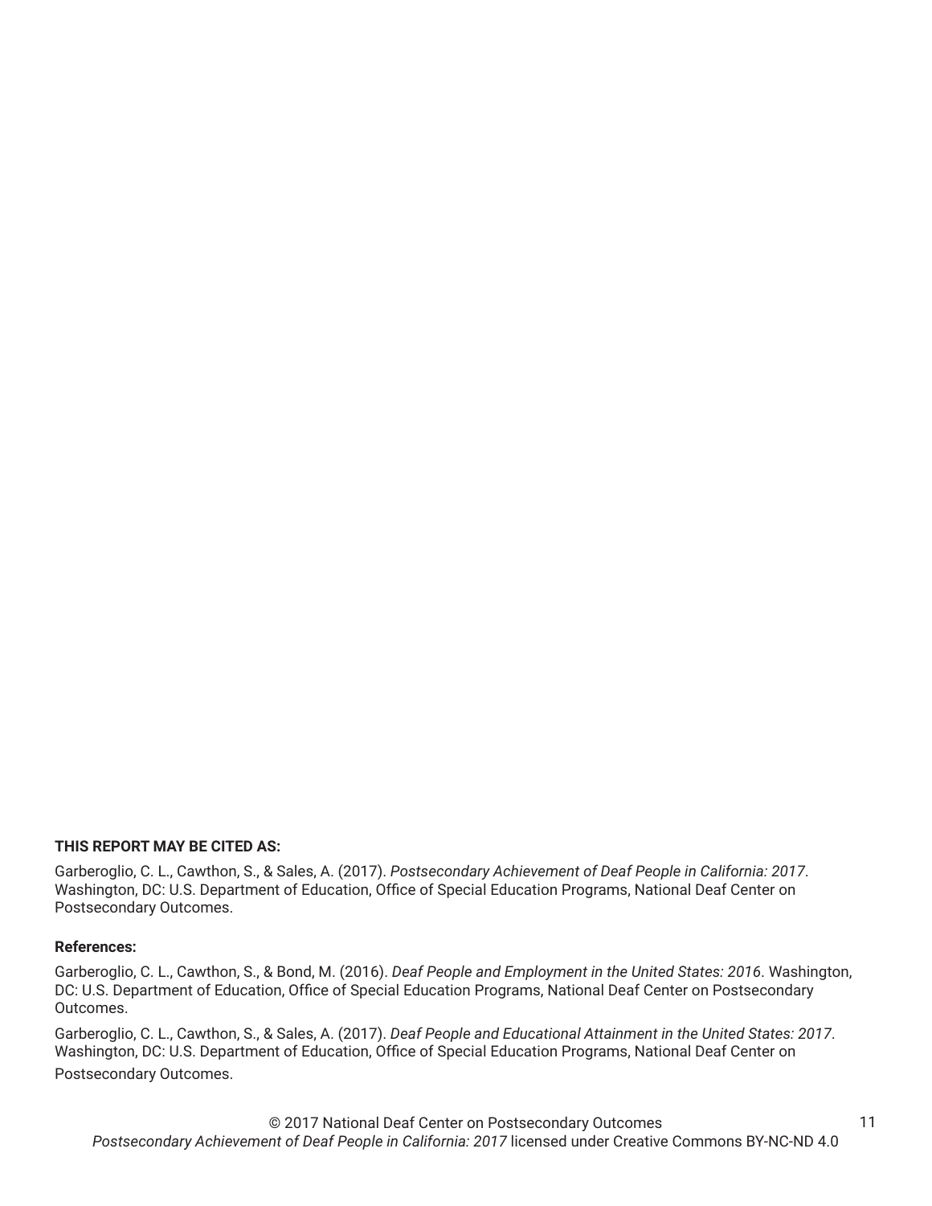**THIS REPORT MAY BE CITED AS:**

Garberoglio, C. L., Cawthon, S., & Sales, A. (2017). *Postsecondary Achievement of Deaf People in California: 2017*. Washington, DC: U.S. Department of Education, Office of Special Education Programs, National Deaf Center on Postsecondary Outcomes.

**References:**

Garberoglio, C. L., Cawthon, S., & Bond, M. (2016). *Deaf People and Employment in the United States: 2016*. Washington, DC: U.S. Department of Education, Office of Special Education Programs, National Deaf Center on Postsecondary Outcomes.

Garberoglio, C. L., Cawthon, S., & Sales, A. (2017). *Deaf People and Educational Attainment in the United States: 2017*. Washington, DC: U.S. Department of Education, Office of Special Education Programs, National Deaf Center on Postsecondary Outcomes.

© 2017 National Deaf Center on Postsecondary Outcomes
*Postsecondary Achievement of Deaf People in California: 2017* licensed under Creative Commons BY-NC-ND 4.0